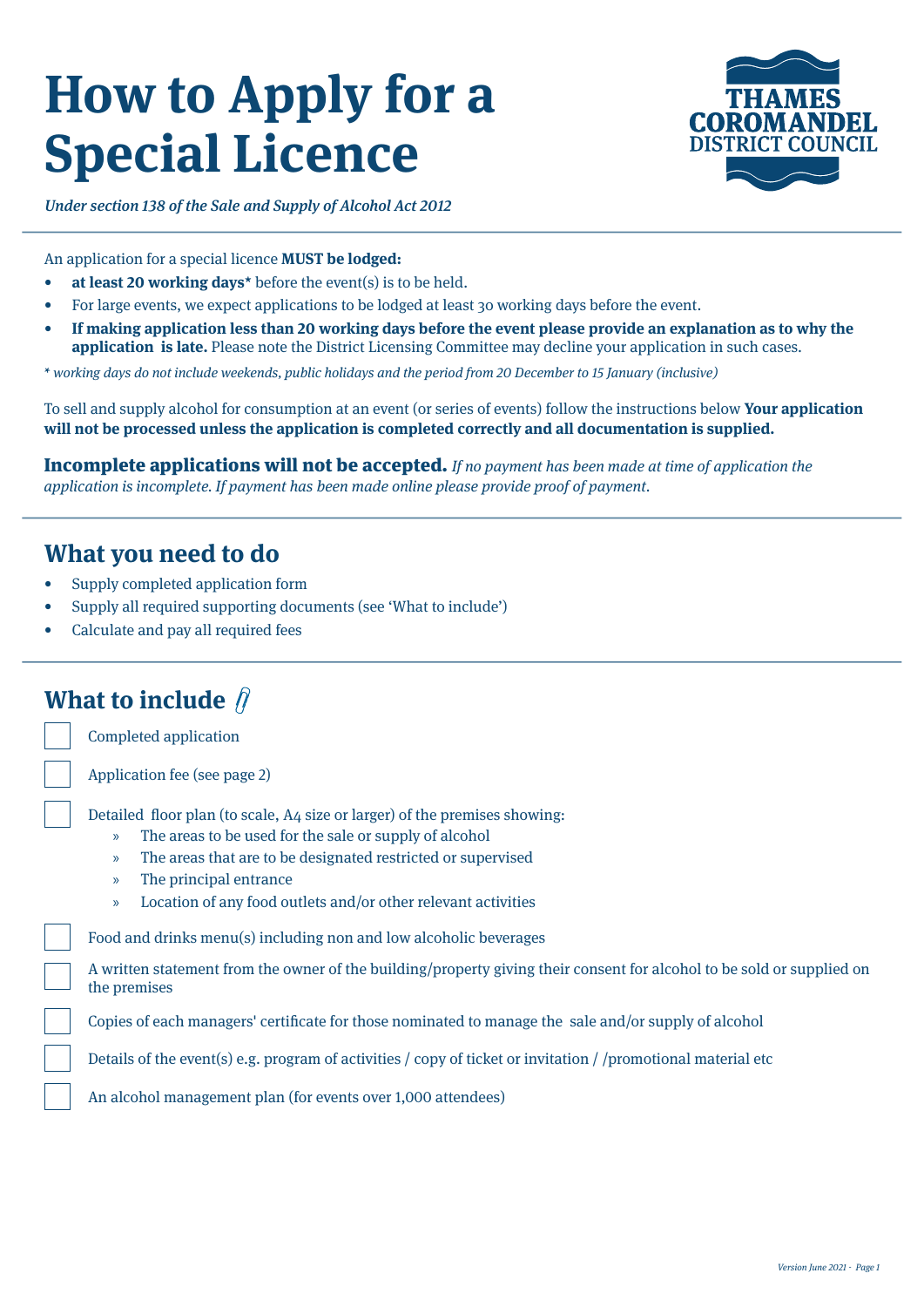# How to Apply for a Special Licence

THAMES COROMANDEL DISTRICT COUNCIL

*Under section 138 of the Sale and Supply of Alcohol Act 2012*

An application for a special licence **MUST be lodged:**

- **at least 20 working days*** before the event(s) is to be held.
- For large events, we expect applications to be lodged at least 30 working days before the event.
- **If making application less than 20 working days before the event please provide an explanation as to why the application is late.** Please note the District Licensing Committee may decline your application in such cases.

*\* working days do not include weekends, public holidays and the period from 20 December to 15 January (inclusive)*

To sell and supply alcohol for consumption at an event (or series of events) follow the instructions below **Your application will not be processed unless the application is completed correctly and all documentation is supplied.**

**Incomplete applications will not be accepted.** *If no payment has been made at time of application the application is incomplete. If payment has been made online please provide proof of payment.*

## What you need to do

- Supply completed application form
- Supply all required supporting documents (see 'What to include')
- Calculate and pay all required fees

## What to include

- [ ] Completed application
- [ ] Application fee (see page 2)
- [ ] Detailed floor plan (to scale, A4 size or larger) of the premises showing:
  - The areas to be used for the sale or supply of alcohol
  - The areas that are to be designated restricted or supervised
  - The principal entrance
  - Location of any food outlets and/or other relevant activities
- [ ] Food and drinks menu(s) including non and low alcoholic beverages
- [ ] A written statement from the owner of the building/property giving their consent for alcohol to be sold or supplied on the premises
- [ ] Copies of each managers' certificate for those nominated to manage the sale and/or supply of alcohol
- [ ] Details of the event(s) e.g. program of activities / copy of ticket or invitation / /promotional material etc
- [ ] An alcohol management plan (for events over 1,000 attendees)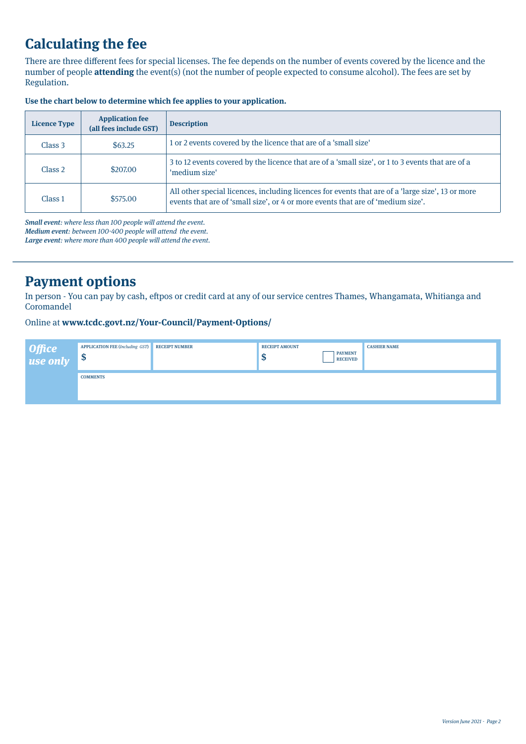## Calculating the fee

There are three different fees for special licenses. The fee depends on the number of events covered by the licence and the number of people **attending** the event(s) (not the number of people expected to consume alcohol). The fees are set by Regulation.

**Use the chart below to determine which fee applies to your application.**

| Licence Type | Application fee (all fees include GST) | Description |
|---|---|---|
| Class 3 | $63.25 | 1 or 2 events covered by the licence that are of a 'small size' |
| Class 2 | $207.00 | 3 to 12 events covered by the licence that are of a 'small size', or 1 to 3 events that are of a 'medium size' |
| Class 1 | $575.00 | All other special licences, including licences for events that are of a 'large size', 13 or more events that are of 'small size', or 4 or more events that are of 'medium size'. |

***Small event**: where less than 100 people will attend the event.*
***Medium event**: between 100-400 people will attend the event.*
***Large event**: where more than 400 people will attend the event.*

## Payment options

In person - You can pay by cash, eftpos or credit card at any of our service centres Thames, Whangamata, Whitianga and Coromandel

Online at **www.tcdc.govt.nz/Your-Council/Payment-Options/**

| *Office use only* | APPLICATION FEE (*Including GST*) | RECEIPT NUMBER | RECEIPT AMOUNT | PAYMENT RECEIVED | CASHIER NAME |
|---|---|---|---|---|---|
| | $ | | $ | ☐ | |
| | COMMENTS | | | | |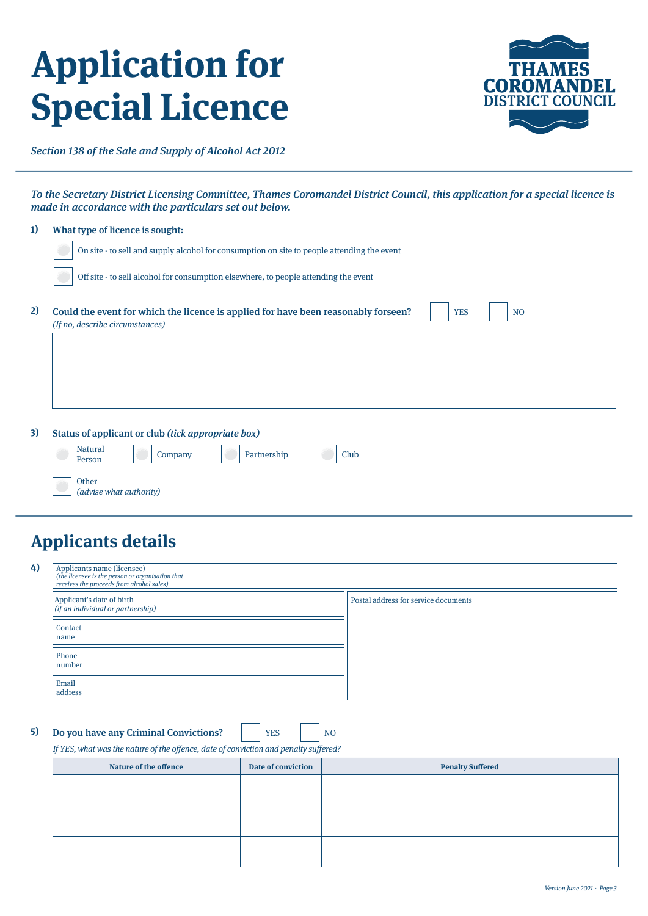# Application for Special Licence

*Section 138 of the Sale and Supply of Alcohol Act 2012*

THAMES COROMANDEL DISTRICT COUNCIL

***To the Secretary District Licensing Committee, Thames Coromandel District Council, this application for a special licence is made in accordance with the particulars set out below.***

**1) What type of licence is sought:**

- ☐ On site - to sell and supply alcohol for consumption on site to people attending the event
- ☐ Off site - to sell alcohol for consumption elsewhere, to people attending the event

**2) Could the event for which the licence is applied for have been reasonably forseen?** ☐ YES ☐ NO
*(If no, describe circumstances)*

&nbsp;

**3) Status of applicant or club** ***(tick appropriate box)***

☐ Natural Person ☐ Company ☐ Partnership ☐ Club

☐ Other *(advise what authority)* ______________________________

## Applicants details

**4)**

| Applicants name (licensee) *(the licensee is the person or organisation that receives the proceeds from alcohol sales)* | |
|---|---|
| Applicant's date of birth *(if an individual or partnership)* | Postal address for service documents |
| Contact name | |
| Phone number | |
| Email address | |

**5) Do you have any Criminal Convictions?** ☐ YES ☐ NO

*If YES, what was the nature of the offence, date of conviction and penalty suffered?*

| Nature of the offence | Date of conviction | Penalty Suffered |
|---|---|---|
| | | |
| | | |
| | | |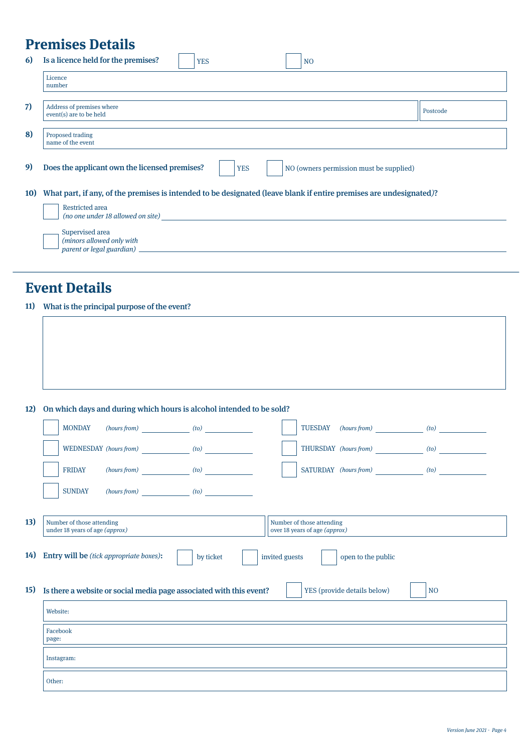## Premises Details

**6) Is a licence held for the premises?** ☐ YES ☐ NO

Licence number: 

**7)** Address of premises where event(s) are to be held: 

Postcode: 

**8)** Proposed trading name of the event: 

**9) Does the applicant own the licensed premises?** ☐ YES ☐ NO (owners permission must be supplied)

**10) What part, if any, of the premises is intended to be designated (leave blank if entire premises are undesignated)?**

☐ Restricted area *(no one under 18 allowed on site)* ______________________________

☐ Supervised area *(minors allowed only with parent or legal guardian)* ______________________________

## Event Details

**11) What is the principal purpose of the event?**

&nbsp;

**12) On which days and during which hours is alcohol intended to be sold?**

☐ MONDAY *(hours from)* __________ *(to)* __________

☐ TUESDAY *(hours from)* __________ *(to)* __________

☐ WEDNESDAY *(hours from)* __________ *(to)* __________

☐ THURSDAY *(hours from)* __________ *(to)* __________

☐ FRIDAY *(hours from)* __________ *(to)* __________

☐ SATURDAY *(hours from)* __________ *(to)* __________

☐ SUNDAY *(hours from)* __________ *(to)* __________

**13)** Number of those attending under 18 years of age *(approx)*: 

Number of those attending over 18 years of age *(approx)*: 

**14) Entry will be** *(tick appropriate boxes)***:** ☐ by ticket ☐ invited guests ☐ open to the public

**15) Is there a website or social media page associated with this event?** ☐ YES (provide details below) ☐ NO

Website: 

Facebook page: 

Instagram: 

Other: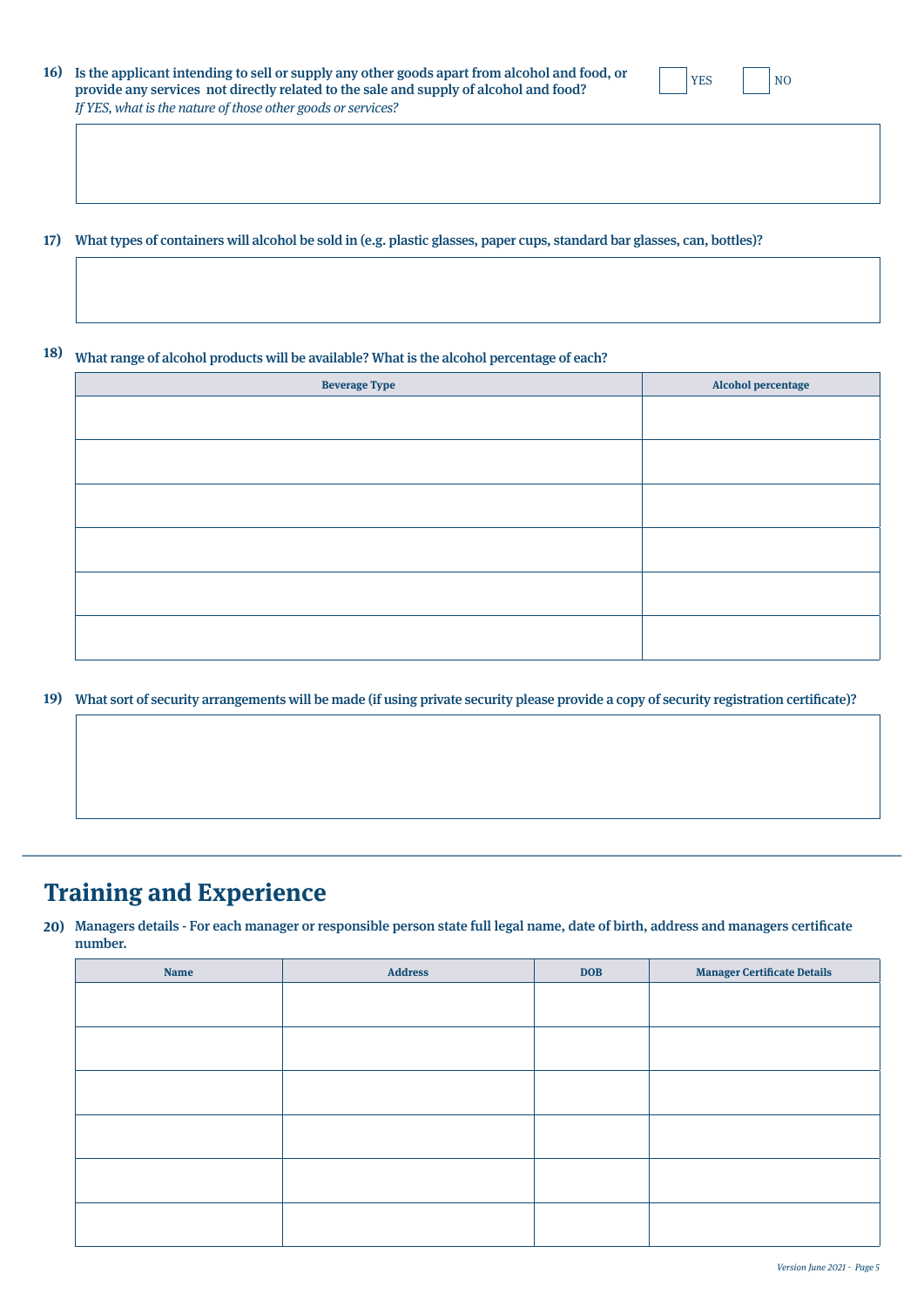**16) Is the applicant intending to sell or supply any other goods apart from alcohol and food, or provide any services not directly related to the sale and supply of alcohol and food?**

☐ YES ☐ NO

*If YES, what is the nature of those other goods or services?*

**17) What types of containers will alcohol be sold in (e.g. plastic glasses, paper cups, standard bar glasses, can, bottles)?**

**18) What range of alcohol products will be available? What is the alcohol percentage of each?**

| Beverage Type | Alcohol percentage |
|---|---|
| | |
| | |
| | |
| | |
| | |
| | |

**19) What sort of security arrangements will be made (if using private security please provide a copy of security registration certificate)?**

## Training and Experience

**20) Managers details - For each manager or responsible person state full legal name, date of birth, address and managers certificate number.**

| Name | Address | DOB | Manager Certificate Details |
|---|---|---|---|
| | | | |
| | | | |
| | | | |
| | | | |
| | | | |
| | | | |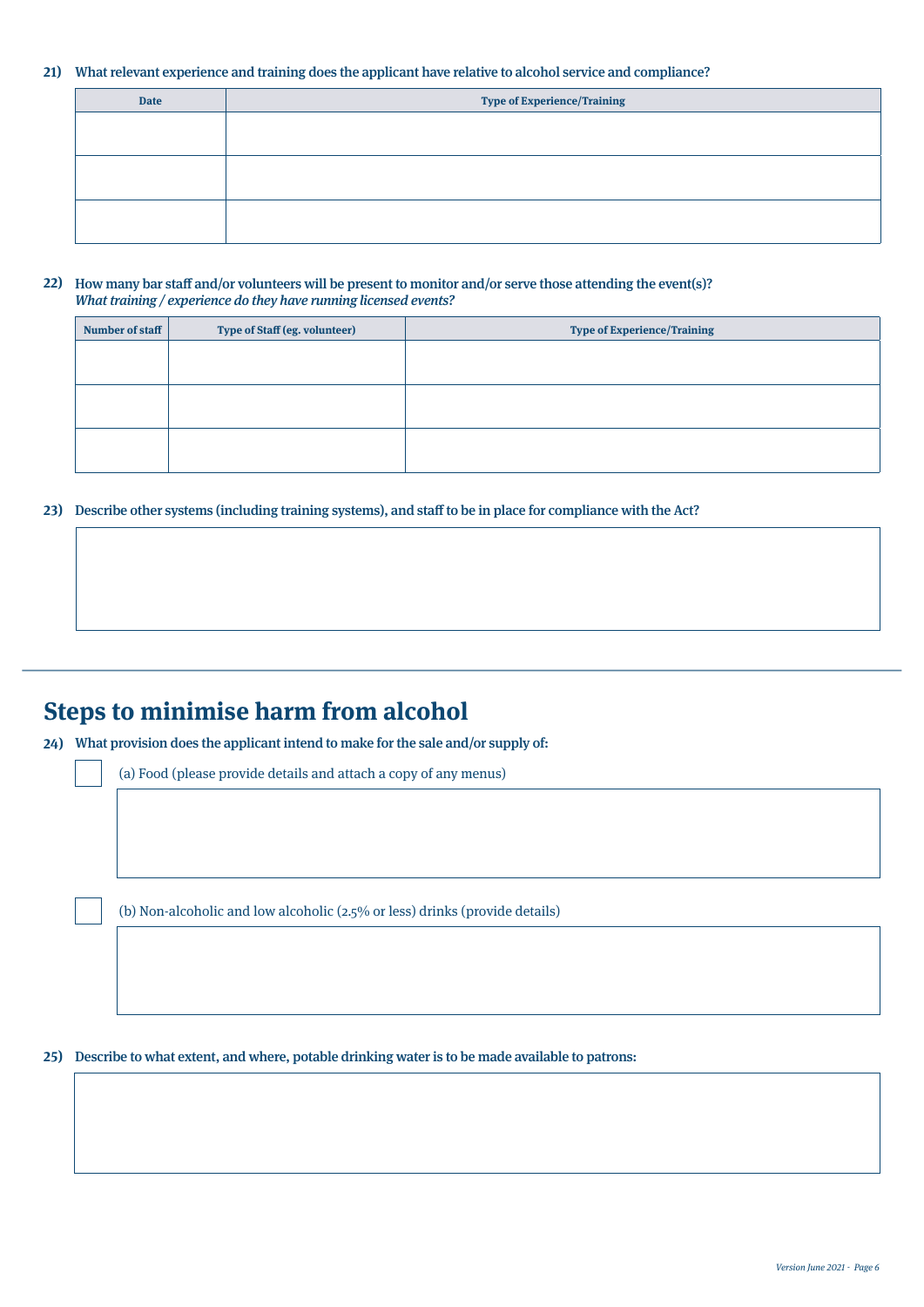**21) What relevant experience and training does the applicant have relative to alcohol service and compliance?**

| Date | Type of Experience/Training |
|---|---|
| | |
| | |
| | |

**22) How many bar staff and/or volunteers will be present to monitor and/or serve those attending the event(s)?**
***What training / experience do they have running licensed events?***

| Number of staff | Type of Staff (eg. volunteer) | Type of Experience/Training |
|---|---|---|
| | | |
| | | |
| | | |

**23) Describe other systems (including training systems), and staff to be in place for compliance with the Act?**

# Steps to minimise harm from alcohol

**24) What provision does the applicant intend to make for the sale and/or supply of:**

☐ (a) Food (please provide details and attach a copy of any menus)

☐ (b) Non-alcoholic and low alcoholic (2.5% or less) drinks (provide details)

**25) Describe to what extent, and where, potable drinking water is to be made available to patrons:**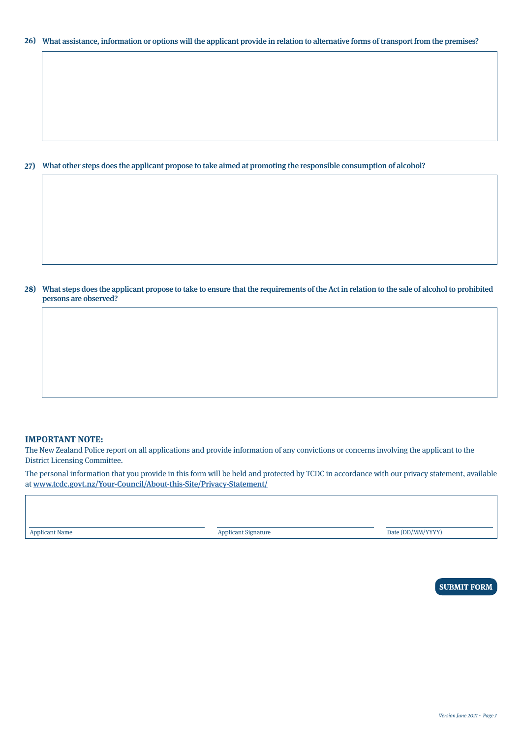**26) What assistance, information or options will the applicant provide in relation to alternative forms of transport from the premises?**

**27) What other steps does the applicant propose to take aimed at promoting the responsible consumption of alcohol?**

**28) What steps does the applicant propose to take to ensure that the requirements of the Act in relation to the sale of alcohol to prohibited persons are observed?**

**IMPORTANT NOTE:**

The New Zealand Police report on all applications and provide information of any convictions or concerns involving the applicant to the District Licensing Committee.

The personal information that you provide in this form will be held and protected by TCDC in accordance with our privacy statement, available at [www.tcdc.govt.nz/Your-Council/About-this-Site/Privacy-Statement/](www.tcdc.govt.nz/Your-Council/About-this-Site/Privacy-Statement/)

| | | |
|---|---|---|
| Applicant Name | Applicant Signature | Date (DD/MM/YYYY) |

SUBMIT FORM

*Version June 2021*